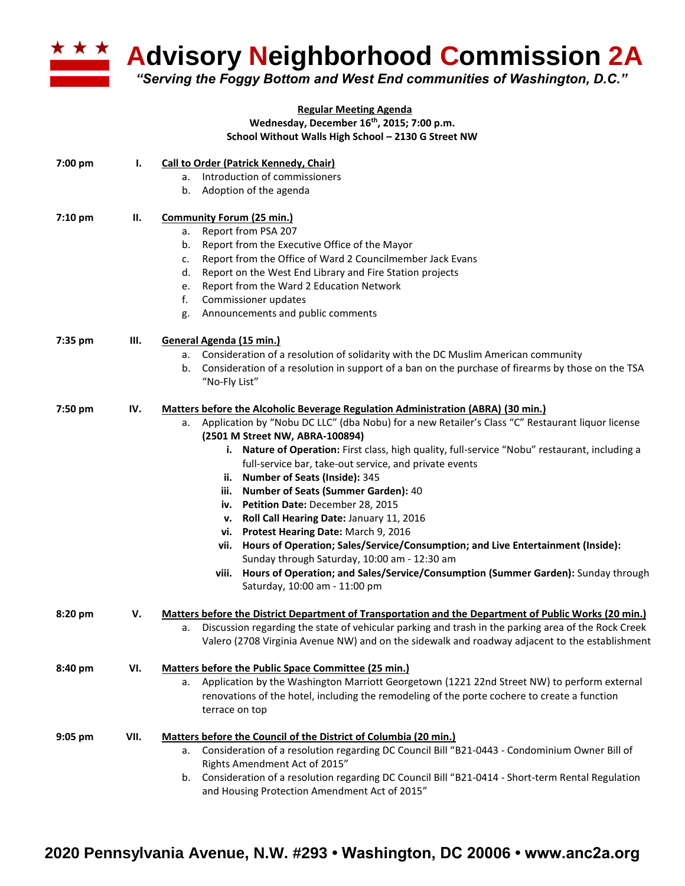# Advisory Neighborhood Commission 2A

*"Serving the Foggy Bottom and West End communities of Washington, D.C."*

**Regular Meeting Agenda**
**Wednesday, December 16th, 2015; 7:00 p.m.**
**School Without Walls High School – 2130 G Street NW**

**7:00 pm — I. Call to Order (Patrick Kennedy, Chair)**

a. Introduction of commissioners
b. Adoption of the agenda

**7:10 pm — II. Community Forum (25 min.)**

a. Report from PSA 207
b. Report from the Executive Office of the Mayor
c. Report from the Office of Ward 2 Councilmember Jack Evans
d. Report on the West End Library and Fire Station projects
e. Report from the Ward 2 Education Network
f. Commissioner updates
g. Announcements and public comments

**7:35 pm — III. General Agenda (15 min.)**

a. Consideration of a resolution of solidarity with the DC Muslim American community
b. Consideration of a resolution in support of a ban on the purchase of firearms by those on the TSA "No-Fly List"

**7:50 pm — IV. Matters before the Alcoholic Beverage Regulation Administration (ABRA) (30 min.)**

a. Application by "Nobu DC LLC" (dba Nobu) for a new Retailer's Class "C" Restaurant liquor license **(2501 M Street NW, ABRA-100894)**
   - i. **Nature of Operation:** First class, high quality, full-service "Nobu" restaurant, including a full-service bar, take-out service, and private events
   - ii. **Number of Seats (Inside):** 345
   - iii. **Number of Seats (Summer Garden):** 40
   - iv. **Petition Date:** December 28, 2015
   - v. **Roll Call Hearing Date:** January 11, 2016
   - vi. **Protest Hearing Date:** March 9, 2016
   - vii. **Hours of Operation; Sales/Service/Consumption; and Live Entertainment (Inside):** Sunday through Saturday, 10:00 am - 12:30 am
   - viii. **Hours of Operation; and Sales/Service/Consumption (Summer Garden):** Sunday through Saturday, 10:00 am - 11:00 pm

**8:20 pm — V. Matters before the District Department of Transportation and the Department of Public Works (20 min.)**

a. Discussion regarding the state of vehicular parking and trash in the parking area of the Rock Creek Valero (2708 Virginia Avenue NW) and on the sidewalk and roadway adjacent to the establishment

**8:40 pm — VI. Matters before the Public Space Committee (25 min.)**

a. Application by the Washington Marriott Georgetown (1221 22nd Street NW) to perform external renovations of the hotel, including the remodeling of the porte cochere to create a function terrace on top

**9:05 pm — VII. Matters before the Council of the District of Columbia (20 min.)**

a. Consideration of a resolution regarding DC Council Bill "B21-0443 - Condominium Owner Bill of Rights Amendment Act of 2015"
b. Consideration of a resolution regarding DC Council Bill "B21-0414 - Short-term Rental Regulation and Housing Protection Amendment Act of 2015"

**2020 Pennsylvania Avenue, N.W. #293 • Washington, DC 20006 • www.anc2a.org**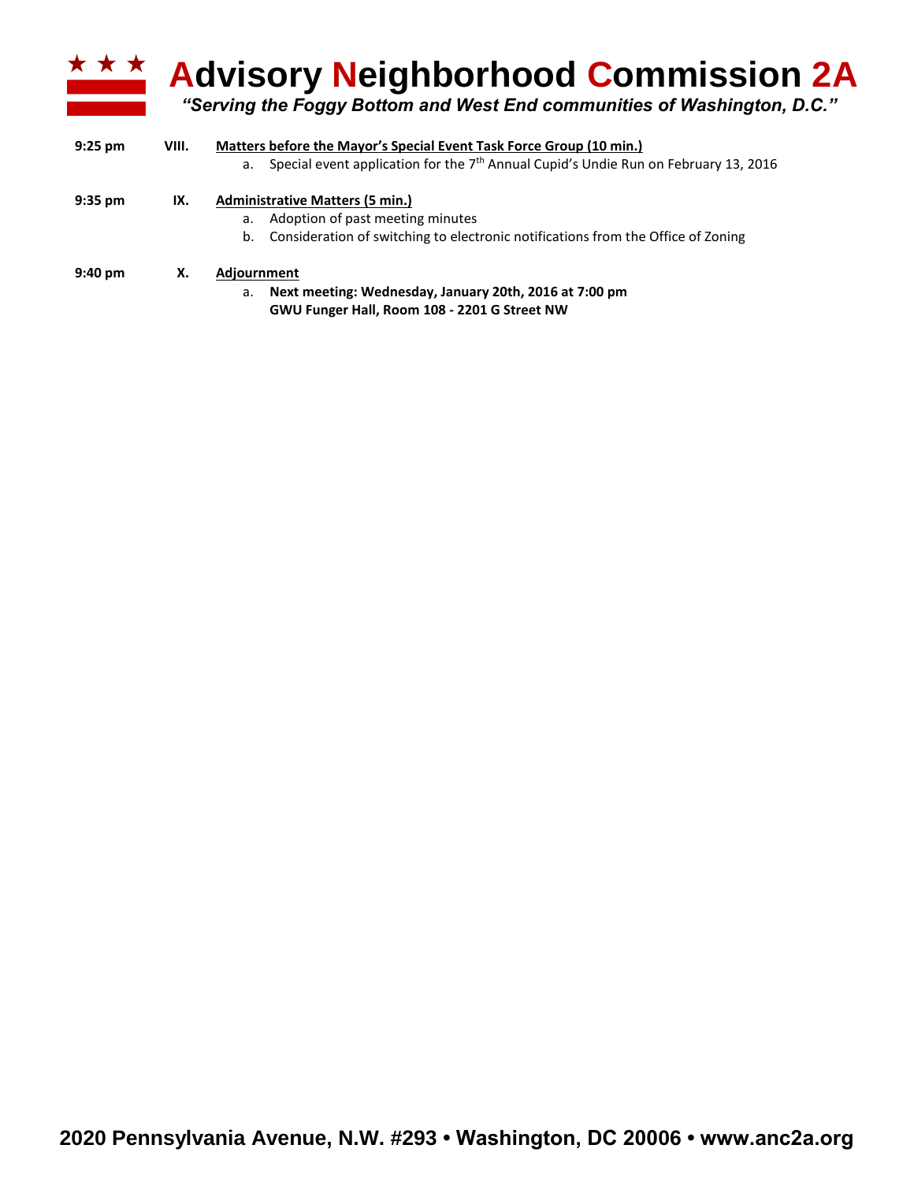# Advisory Neighborhood Commission 2A

*"Serving the Foggy Bottom and West End communities of Washington, D.C."*

**9:25 pm** **VIII.** **Matters before the Mayor's Special Event Task Force Group (10 min.)**

a. Special event application for the 7th Annual Cupid's Undie Run on February 13, 2016

**9:35 pm** **IX.** **Administrative Matters (5 min.)**

a. Adoption of past meeting minutes
b. Consideration of switching to electronic notifications from the Office of Zoning

**9:40 pm** **X.** **Adjournment**

a. **Next meeting: Wednesday, January 20th, 2016 at 7:00 pm**
   **GWU Funger Hall, Room 108 - 2201 G Street NW**

**2020 Pennsylvania Avenue, N.W. #293 • Washington, DC 20006 • www.anc2a.org**